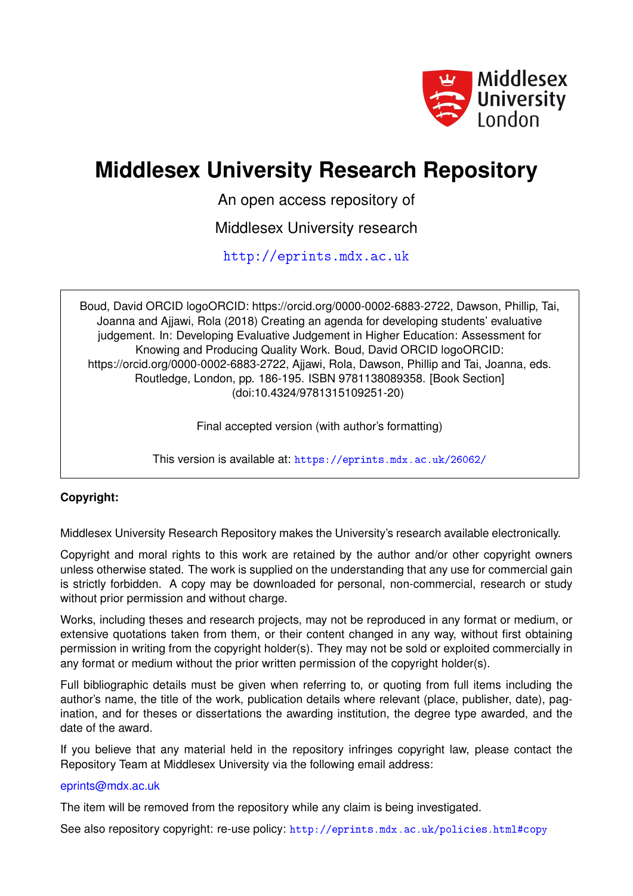Middlesex University London

# Middlesex University Research Repository

An open access repository of

Middlesex University research

http://eprints.mdx.ac.uk

Boud, David ORCID logoORCID: https://orcid.org/0000-0002-6883-2722, Dawson, Phillip, Tai, Joanna and Ajjawi, Rola (2018) Creating an agenda for developing students' evaluative judgement. In: Developing Evaluative Judgement in Higher Education: Assessment for Knowing and Producing Quality Work. Boud, David ORCID logoORCID: https://orcid.org/0000-0002-6883-2722, Ajjawi, Rola, Dawson, Phillip and Tai, Joanna, eds. Routledge, London, pp. 186-195. ISBN 9781138089358. [Book Section] (doi:10.4324/9781315109251-20)

Final accepted version (with author's formatting)

This version is available at: https://eprints.mdx.ac.uk/26062/

**Copyright:**

Middlesex University Research Repository makes the University's research available electronically.

Copyright and moral rights to this work are retained by the author and/or other copyright owners unless otherwise stated. The work is supplied on the understanding that any use for commercial gain is strictly forbidden. A copy may be downloaded for personal, non-commercial, research or study without prior permission and without charge.

Works, including theses and research projects, may not be reproduced in any format or medium, or extensive quotations taken from them, or their content changed in any way, without first obtaining permission in writing from the copyright holder(s). They may not be sold or exploited commercially in any format or medium without the prior written permission of the copyright holder(s).

Full bibliographic details must be given when referring to, or quoting from full items including the author's name, the title of the work, publication details where relevant (place, publisher, date), pagination, and for theses or dissertations the awarding institution, the degree type awarded, and the date of the award.

If you believe that any material held in the repository infringes copyright law, please contact the Repository Team at Middlesex University via the following email address:

eprints@mdx.ac.uk

The item will be removed from the repository while any claim is being investigated.

See also repository copyright: re-use policy: http://eprints.mdx.ac.uk/policies.html#copy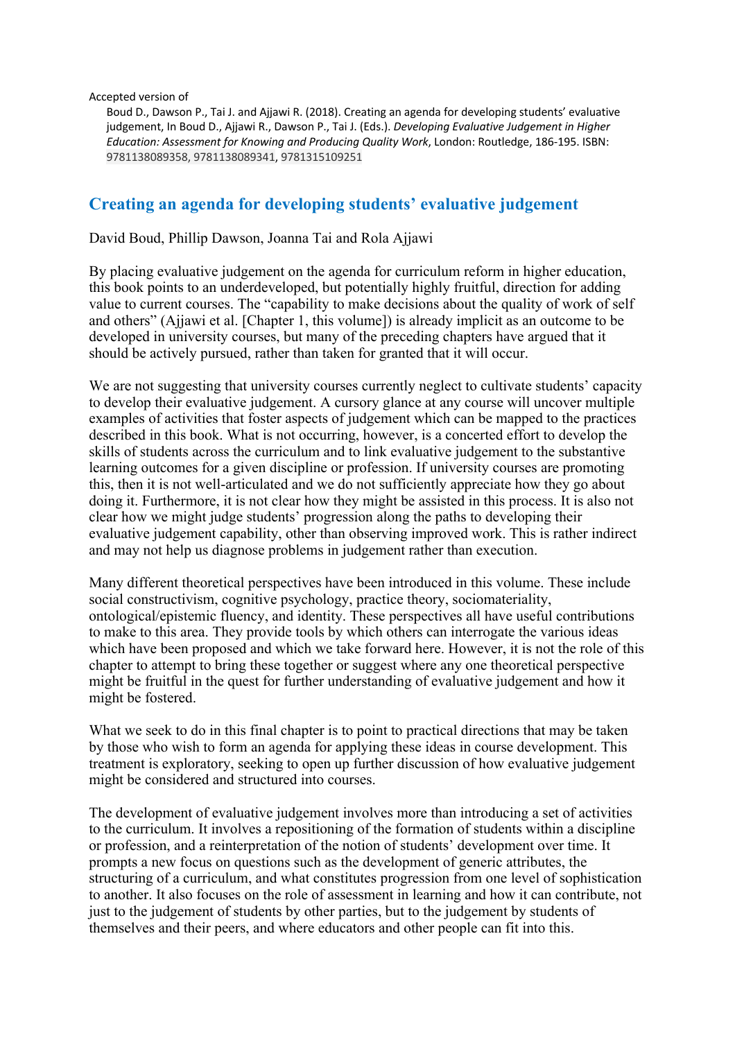Accepted version of

Boud D., Dawson P., Tai J. and Ajjawi R. (2018). Creating an agenda for developing students' evaluative judgement, In Boud D., Ajjawi R., Dawson P., Tai J. (Eds.). *Developing Evaluative Judgement in Higher Education: Assessment for Knowing and Producing Quality Work*, London: Routledge, 186-195. ISBN: 9781138089358, 9781138089341, 9781315109251

# Creating an agenda for developing students' evaluative judgement

David Boud, Phillip Dawson, Joanna Tai and Rola Ajjawi

By placing evaluative judgement on the agenda for curriculum reform in higher education, this book points to an underdeveloped, but potentially highly fruitful, direction for adding value to current courses. The "capability to make decisions about the quality of work of self and others" (Ajjawi et al. [Chapter 1, this volume]) is already implicit as an outcome to be developed in university courses, but many of the preceding chapters have argued that it should be actively pursued, rather than taken for granted that it will occur.

We are not suggesting that university courses currently neglect to cultivate students' capacity to develop their evaluative judgement. A cursory glance at any course will uncover multiple examples of activities that foster aspects of judgement which can be mapped to the practices described in this book. What is not occurring, however, is a concerted effort to develop the skills of students across the curriculum and to link evaluative judgement to the substantive learning outcomes for a given discipline or profession. If university courses are promoting this, then it is not well-articulated and we do not sufficiently appreciate how they go about doing it. Furthermore, it is not clear how they might be assisted in this process. It is also not clear how we might judge students' progression along the paths to developing their evaluative judgement capability, other than observing improved work. This is rather indirect and may not help us diagnose problems in judgement rather than execution.

Many different theoretical perspectives have been introduced in this volume. These include social constructivism, cognitive psychology, practice theory, sociomateriality, ontological/epistemic fluency, and identity. These perspectives all have useful contributions to make to this area. They provide tools by which others can interrogate the various ideas which have been proposed and which we take forward here. However, it is not the role of this chapter to attempt to bring these together or suggest where any one theoretical perspective might be fruitful in the quest for further understanding of evaluative judgement and how it might be fostered.

What we seek to do in this final chapter is to point to practical directions that may be taken by those who wish to form an agenda for applying these ideas in course development. This treatment is exploratory, seeking to open up further discussion of how evaluative judgement might be considered and structured into courses.

The development of evaluative judgement involves more than introducing a set of activities to the curriculum. It involves a repositioning of the formation of students within a discipline or profession, and a reinterpretation of the notion of students' development over time. It prompts a new focus on questions such as the development of generic attributes, the structuring of a curriculum, and what constitutes progression from one level of sophistication to another. It also focuses on the role of assessment in learning and how it can contribute, not just to the judgement of students by other parties, but to the judgement by students of themselves and their peers, and where educators and other people can fit into this.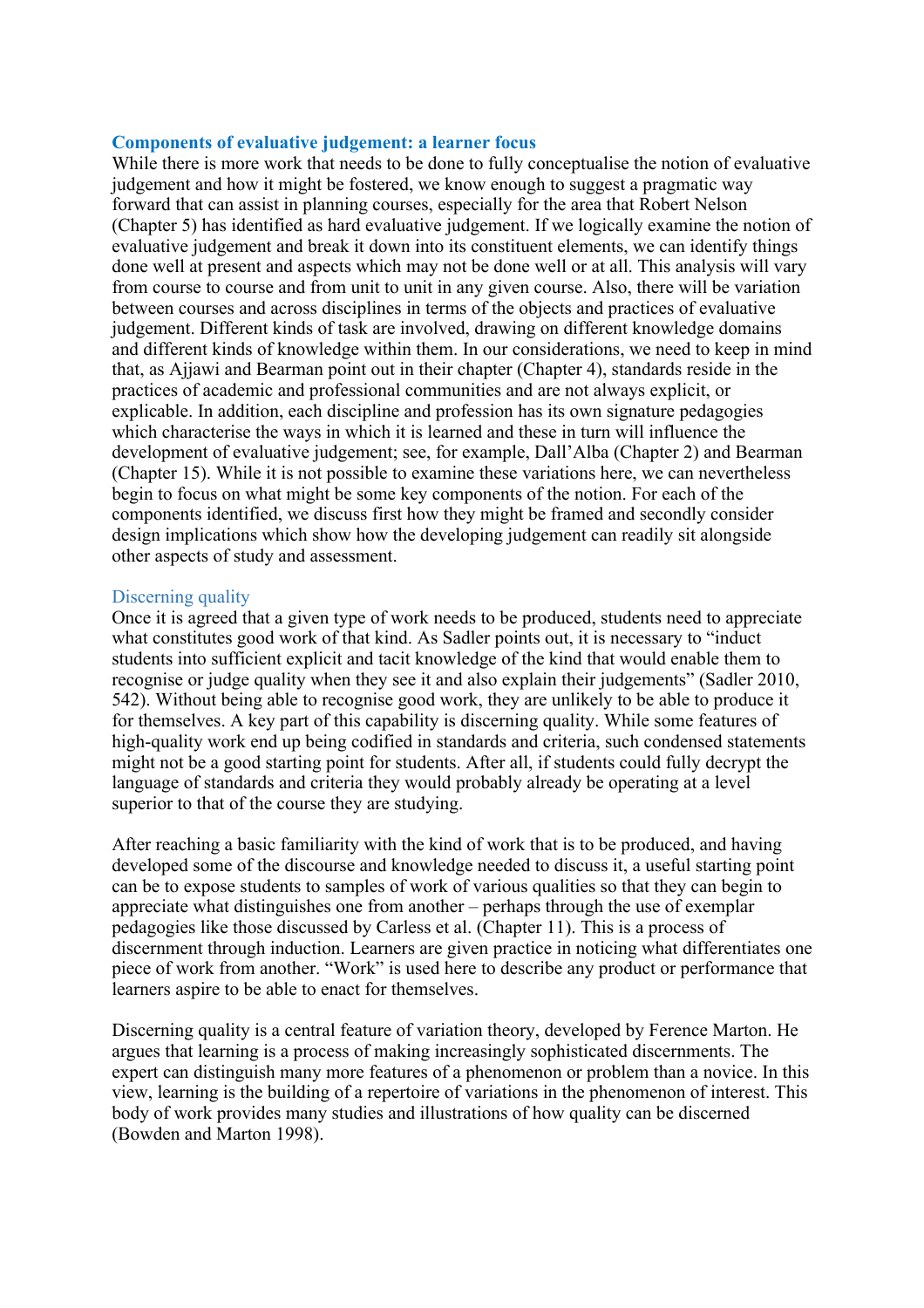## Components of evaluative judgement: a learner focus

While there is more work that needs to be done to fully conceptualise the notion of evaluative judgement and how it might be fostered, we know enough to suggest a pragmatic way forward that can assist in planning courses, especially for the area that Robert Nelson (Chapter 5) has identified as hard evaluative judgement. If we logically examine the notion of evaluative judgement and break it down into its constituent elements, we can identify things done well at present and aspects which may not be done well or at all. This analysis will vary from course to course and from unit to unit in any given course. Also, there will be variation between courses and across disciplines in terms of the objects and practices of evaluative judgement. Different kinds of task are involved, drawing on different knowledge domains and different kinds of knowledge within them. In our considerations, we need to keep in mind that, as Ajjawi and Bearman point out in their chapter (Chapter 4), standards reside in the practices of academic and professional communities and are not always explicit, or explicable. In addition, each discipline and profession has its own signature pedagogies which characterise the ways in which it is learned and these in turn will influence the development of evaluative judgement; see, for example, Dall'Alba (Chapter 2) and Bearman (Chapter 15). While it is not possible to examine these variations here, we can nevertheless begin to focus on what might be some key components of the notion. For each of the components identified, we discuss first how they might be framed and secondly consider design implications which show how the developing judgement can readily sit alongside other aspects of study and assessment.

### Discerning quality

Once it is agreed that a given type of work needs to be produced, students need to appreciate what constitutes good work of that kind. As Sadler points out, it is necessary to "induct students into sufficient explicit and tacit knowledge of the kind that would enable them to recognise or judge quality when they see it and also explain their judgements" (Sadler 2010, 542). Without being able to recognise good work, they are unlikely to be able to produce it for themselves. A key part of this capability is discerning quality. While some features of high-quality work end up being codified in standards and criteria, such condensed statements might not be a good starting point for students. After all, if students could fully decrypt the language of standards and criteria they would probably already be operating at a level superior to that of the course they are studying.

After reaching a basic familiarity with the kind of work that is to be produced, and having developed some of the discourse and knowledge needed to discuss it, a useful starting point can be to expose students to samples of work of various qualities so that they can begin to appreciate what distinguishes one from another – perhaps through the use of exemplar pedagogies like those discussed by Carless et al. (Chapter 11). This is a process of discernment through induction. Learners are given practice in noticing what differentiates one piece of work from another. "Work" is used here to describe any product or performance that learners aspire to be able to enact for themselves.

Discerning quality is a central feature of variation theory, developed by Ference Marton. He argues that learning is a process of making increasingly sophisticated discernments. The expert can distinguish many more features of a phenomenon or problem than a novice. In this view, learning is the building of a repertoire of variations in the phenomenon of interest. This body of work provides many studies and illustrations of how quality can be discerned (Bowden and Marton 1998).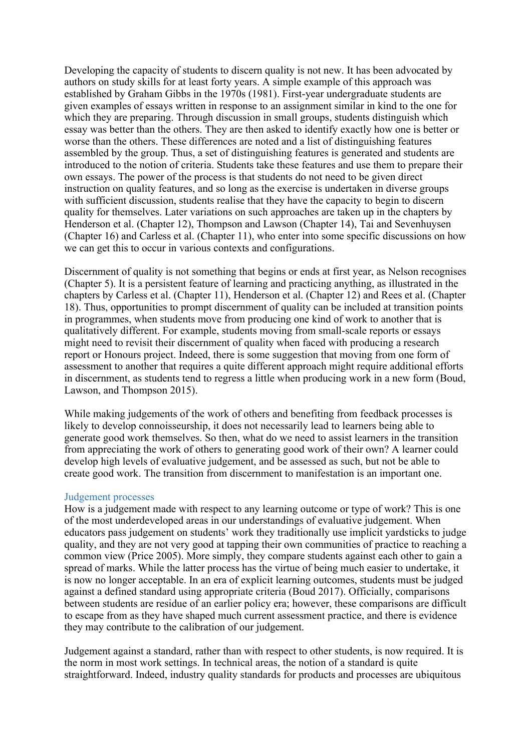Developing the capacity of students to discern quality is not new. It has been advocated by authors on study skills for at least forty years. A simple example of this approach was established by Graham Gibbs in the 1970s (1981). First-year undergraduate students are given examples of essays written in response to an assignment similar in kind to the one for which they are preparing. Through discussion in small groups, students distinguish which essay was better than the others. They are then asked to identify exactly how one is better or worse than the others. These differences are noted and a list of distinguishing features assembled by the group. Thus, a set of distinguishing features is generated and students are introduced to the notion of criteria. Students take these features and use them to prepare their own essays. The power of the process is that students do not need to be given direct instruction on quality features, and so long as the exercise is undertaken in diverse groups with sufficient discussion, students realise that they have the capacity to begin to discern quality for themselves. Later variations on such approaches are taken up in the chapters by Henderson et al. (Chapter 12), Thompson and Lawson (Chapter 14), Tai and Sevenhuysen (Chapter 16) and Carless et al. (Chapter 11), who enter into some specific discussions on how we can get this to occur in various contexts and configurations.

Discernment of quality is not something that begins or ends at first year, as Nelson recognises (Chapter 5). It is a persistent feature of learning and practicing anything, as illustrated in the chapters by Carless et al. (Chapter 11), Henderson et al. (Chapter 12) and Rees et al. (Chapter 18). Thus, opportunities to prompt discernment of quality can be included at transition points in programmes, when students move from producing one kind of work to another that is qualitatively different. For example, students moving from small-scale reports or essays might need to revisit their discernment of quality when faced with producing a research report or Honours project. Indeed, there is some suggestion that moving from one form of assessment to another that requires a quite different approach might require additional efforts in discernment, as students tend to regress a little when producing work in a new form (Boud, Lawson, and Thompson 2015).

While making judgements of the work of others and benefiting from feedback processes is likely to develop connoisseurship, it does not necessarily lead to learners being able to generate good work themselves. So then, what do we need to assist learners in the transition from appreciating the work of others to generating good work of their own? A learner could develop high levels of evaluative judgement, and be assessed as such, but not be able to create good work. The transition from discernment to manifestation is an important one.

## Judgement processes

How is a judgement made with respect to any learning outcome or type of work? This is one of the most underdeveloped areas in our understandings of evaluative judgement. When educators pass judgement on students' work they traditionally use implicit yardsticks to judge quality, and they are not very good at tapping their own communities of practice to reaching a common view (Price 2005). More simply, they compare students against each other to gain a spread of marks. While the latter process has the virtue of being much easier to undertake, it is now no longer acceptable. In an era of explicit learning outcomes, students must be judged against a defined standard using appropriate criteria (Boud 2017). Officially, comparisons between students are residue of an earlier policy era; however, these comparisons are difficult to escape from as they have shaped much current assessment practice, and there is evidence they may contribute to the calibration of our judgement.

Judgement against a standard, rather than with respect to other students, is now required. It is the norm in most work settings. In technical areas, the notion of a standard is quite straightforward. Indeed, industry quality standards for products and processes are ubiquitous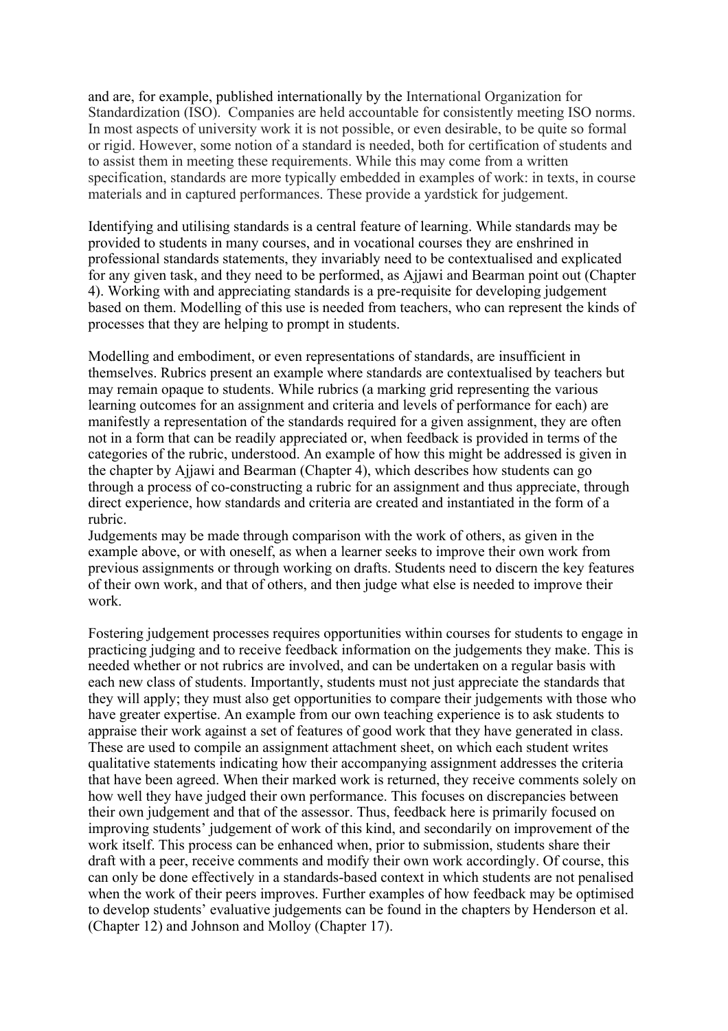and are, for example, published internationally by the International Organization for Standardization (ISO). Companies are held accountable for consistently meeting ISO norms. In most aspects of university work it is not possible, or even desirable, to be quite so formal or rigid. However, some notion of a standard is needed, both for certification of students and to assist them in meeting these requirements. While this may come from a written specification, standards are more typically embedded in examples of work: in texts, in course materials and in captured performances. These provide a yardstick for judgement.

Identifying and utilising standards is a central feature of learning. While standards may be provided to students in many courses, and in vocational courses they are enshrined in professional standards statements, they invariably need to be contextualised and explicated for any given task, and they need to be performed, as Ajjawi and Bearman point out (Chapter 4). Working with and appreciating standards is a pre-requisite for developing judgement based on them. Modelling of this use is needed from teachers, who can represent the kinds of processes that they are helping to prompt in students.

Modelling and embodiment, or even representations of standards, are insufficient in themselves. Rubrics present an example where standards are contextualised by teachers but may remain opaque to students. While rubrics (a marking grid representing the various learning outcomes for an assignment and criteria and levels of performance for each) are manifestly a representation of the standards required for a given assignment, they are often not in a form that can be readily appreciated or, when feedback is provided in terms of the categories of the rubric, understood. An example of how this might be addressed is given in the chapter by Ajjawi and Bearman (Chapter 4), which describes how students can go through a process of co-constructing a rubric for an assignment and thus appreciate, through direct experience, how standards and criteria are created and instantiated in the form of a rubric.

Judgements may be made through comparison with the work of others, as given in the example above, or with oneself, as when a learner seeks to improve their own work from previous assignments or through working on drafts. Students need to discern the key features of their own work, and that of others, and then judge what else is needed to improve their work.

Fostering judgement processes requires opportunities within courses for students to engage in practicing judging and to receive feedback information on the judgements they make. This is needed whether or not rubrics are involved, and can be undertaken on a regular basis with each new class of students. Importantly, students must not just appreciate the standards that they will apply; they must also get opportunities to compare their judgements with those who have greater expertise. An example from our own teaching experience is to ask students to appraise their work against a set of features of good work that they have generated in class. These are used to compile an assignment attachment sheet, on which each student writes qualitative statements indicating how their accompanying assignment addresses the criteria that have been agreed. When their marked work is returned, they receive comments solely on how well they have judged their own performance. This focuses on discrepancies between their own judgement and that of the assessor. Thus, feedback here is primarily focused on improving students' judgement of work of this kind, and secondarily on improvement of the work itself. This process can be enhanced when, prior to submission, students share their draft with a peer, receive comments and modify their own work accordingly. Of course, this can only be done effectively in a standards-based context in which students are not penalised when the work of their peers improves. Further examples of how feedback may be optimised to develop students' evaluative judgements can be found in the chapters by Henderson et al. (Chapter 12) and Johnson and Molloy (Chapter 17).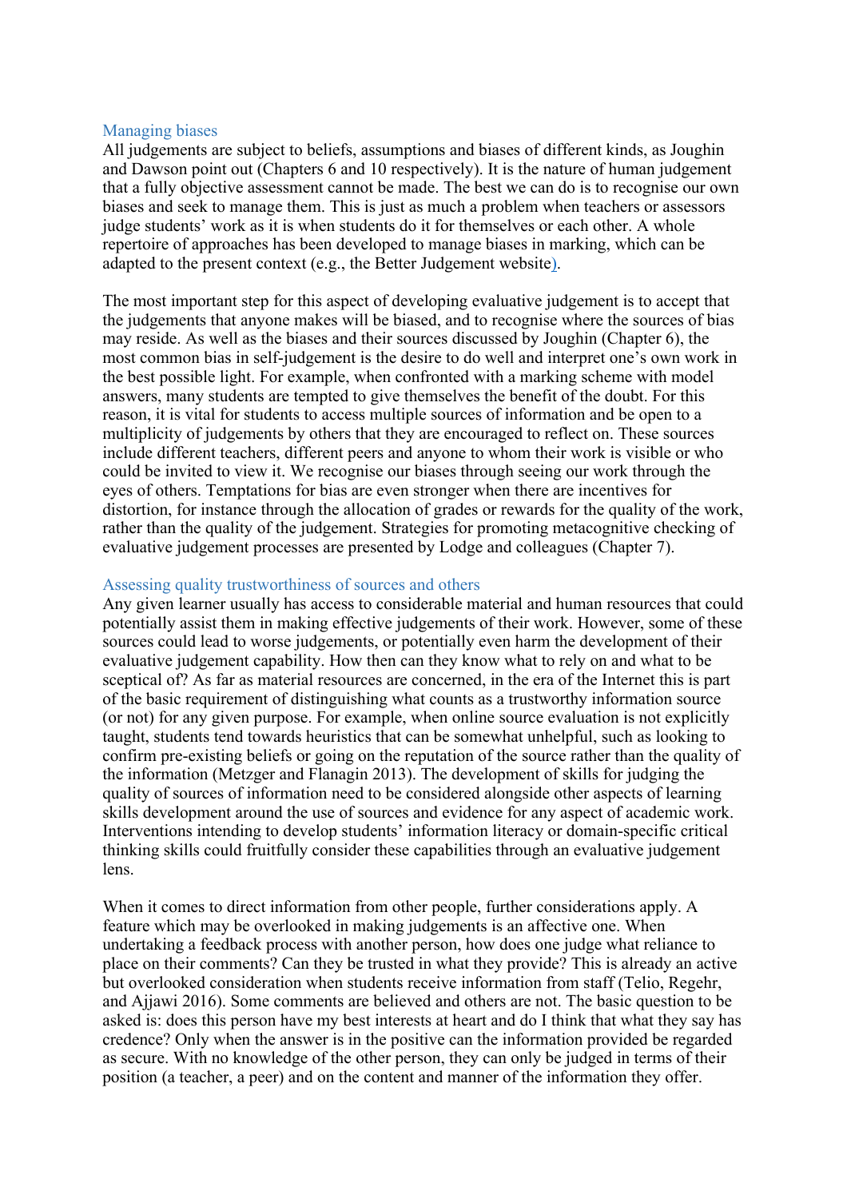## Managing biases

All judgements are subject to beliefs, assumptions and biases of different kinds, as Joughin and Dawson point out (Chapters 6 and 10 respectively). It is the nature of human judgement that a fully objective assessment cannot be made. The best we can do is to recognise our own biases and seek to manage them. This is just as much a problem when teachers or assessors judge students' work as it is when students do it for themselves or each other. A whole repertoire of approaches has been developed to manage biases in marking, which can be adapted to the present context (e.g., the Better Judgement website).

The most important step for this aspect of developing evaluative judgement is to accept that the judgements that anyone makes will be biased, and to recognise where the sources of bias may reside. As well as the biases and their sources discussed by Joughin (Chapter 6), the most common bias in self-judgement is the desire to do well and interpret one's own work in the best possible light. For example, when confronted with a marking scheme with model answers, many students are tempted to give themselves the benefit of the doubt. For this reason, it is vital for students to access multiple sources of information and be open to a multiplicity of judgements by others that they are encouraged to reflect on. These sources include different teachers, different peers and anyone to whom their work is visible or who could be invited to view it. We recognise our biases through seeing our work through the eyes of others. Temptations for bias are even stronger when there are incentives for distortion, for instance through the allocation of grades or rewards for the quality of the work, rather than the quality of the judgement. Strategies for promoting metacognitive checking of evaluative judgement processes are presented by Lodge and colleagues (Chapter 7).

## Assessing quality trustworthiness of sources and others

Any given learner usually has access to considerable material and human resources that could potentially assist them in making effective judgements of their work. However, some of these sources could lead to worse judgements, or potentially even harm the development of their evaluative judgement capability. How then can they know what to rely on and what to be sceptical of? As far as material resources are concerned, in the era of the Internet this is part of the basic requirement of distinguishing what counts as a trustworthy information source (or not) for any given purpose. For example, when online source evaluation is not explicitly taught, students tend towards heuristics that can be somewhat unhelpful, such as looking to confirm pre-existing beliefs or going on the reputation of the source rather than the quality of the information (Metzger and Flanagin 2013). The development of skills for judging the quality of sources of information need to be considered alongside other aspects of learning skills development around the use of sources and evidence for any aspect of academic work. Interventions intending to develop students' information literacy or domain-specific critical thinking skills could fruitfully consider these capabilities through an evaluative judgement lens.

When it comes to direct information from other people, further considerations apply. A feature which may be overlooked in making judgements is an affective one. When undertaking a feedback process with another person, how does one judge what reliance to place on their comments? Can they be trusted in what they provide? This is already an active but overlooked consideration when students receive information from staff (Telio, Regehr, and Ajjawi 2016). Some comments are believed and others are not. The basic question to be asked is: does this person have my best interests at heart and do I think that what they say has credence? Only when the answer is in the positive can the information provided be regarded as secure. With no knowledge of the other person, they can only be judged in terms of their position (a teacher, a peer) and on the content and manner of the information they offer.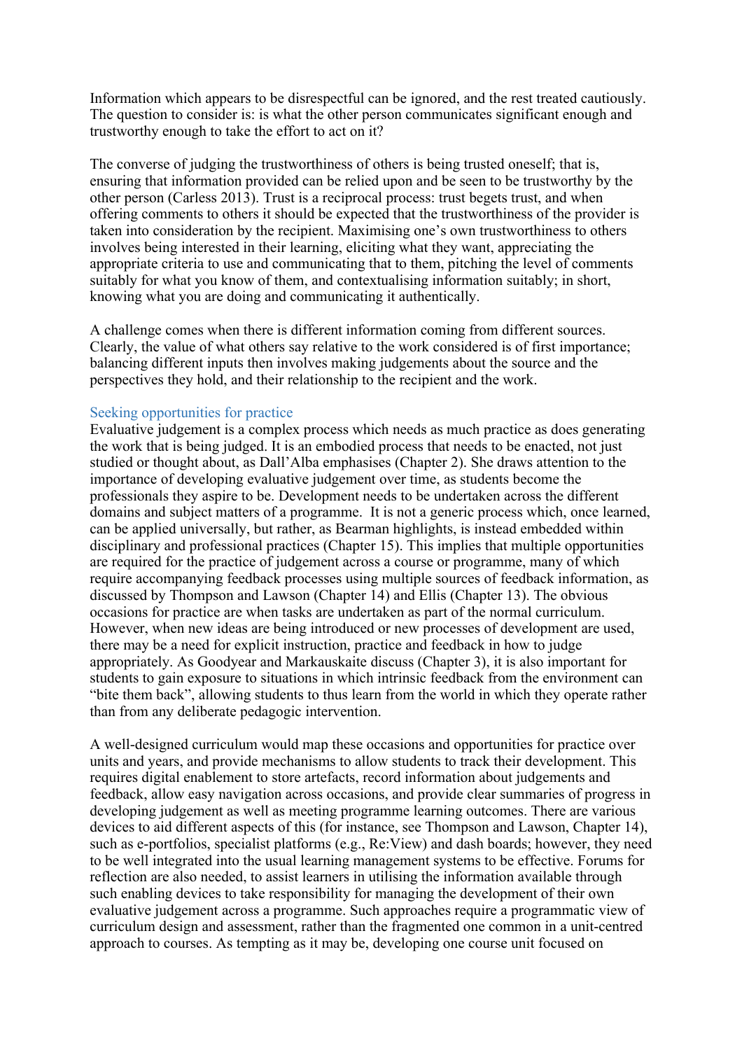Information which appears to be disrespectful can be ignored, and the rest treated cautiously. The question to consider is: is what the other person communicates significant enough and trustworthy enough to take the effort to act on it?

The converse of judging the trustworthiness of others is being trusted oneself; that is, ensuring that information provided can be relied upon and be seen to be trustworthy by the other person (Carless 2013). Trust is a reciprocal process: trust begets trust, and when offering comments to others it should be expected that the trustworthiness of the provider is taken into consideration by the recipient. Maximising one's own trustworthiness to others involves being interested in their learning, eliciting what they want, appreciating the appropriate criteria to use and communicating that to them, pitching the level of comments suitably for what you know of them, and contextualising information suitably; in short, knowing what you are doing and communicating it authentically.

A challenge comes when there is different information coming from different sources. Clearly, the value of what others say relative to the work considered is of first importance; balancing different inputs then involves making judgements about the source and the perspectives they hold, and their relationship to the recipient and the work.

## Seeking opportunities for practice

Evaluative judgement is a complex process which needs as much practice as does generating the work that is being judged. It is an embodied process that needs to be enacted, not just studied or thought about, as Dall'Alba emphasises (Chapter 2). She draws attention to the importance of developing evaluative judgement over time, as students become the professionals they aspire to be. Development needs to be undertaken across the different domains and subject matters of a programme. It is not a generic process which, once learned, can be applied universally, but rather, as Bearman highlights, is instead embedded within disciplinary and professional practices (Chapter 15). This implies that multiple opportunities are required for the practice of judgement across a course or programme, many of which require accompanying feedback processes using multiple sources of feedback information, as discussed by Thompson and Lawson (Chapter 14) and Ellis (Chapter 13). The obvious occasions for practice are when tasks are undertaken as part of the normal curriculum. However, when new ideas are being introduced or new processes of development are used, there may be a need for explicit instruction, practice and feedback in how to judge appropriately. As Goodyear and Markauskaite discuss (Chapter 3), it is also important for students to gain exposure to situations in which intrinsic feedback from the environment can "bite them back", allowing students to thus learn from the world in which they operate rather than from any deliberate pedagogic intervention.

A well-designed curriculum would map these occasions and opportunities for practice over units and years, and provide mechanisms to allow students to track their development. This requires digital enablement to store artefacts, record information about judgements and feedback, allow easy navigation across occasions, and provide clear summaries of progress in developing judgement as well as meeting programme learning outcomes. There are various devices to aid different aspects of this (for instance, see Thompson and Lawson, Chapter 14), such as e-portfolios, specialist platforms (e.g., Re:View) and dash boards; however, they need to be well integrated into the usual learning management systems to be effective. Forums for reflection are also needed, to assist learners in utilising the information available through such enabling devices to take responsibility for managing the development of their own evaluative judgement across a programme. Such approaches require a programmatic view of curriculum design and assessment, rather than the fragmented one common in a unit-centred approach to courses. As tempting as it may be, developing one course unit focused on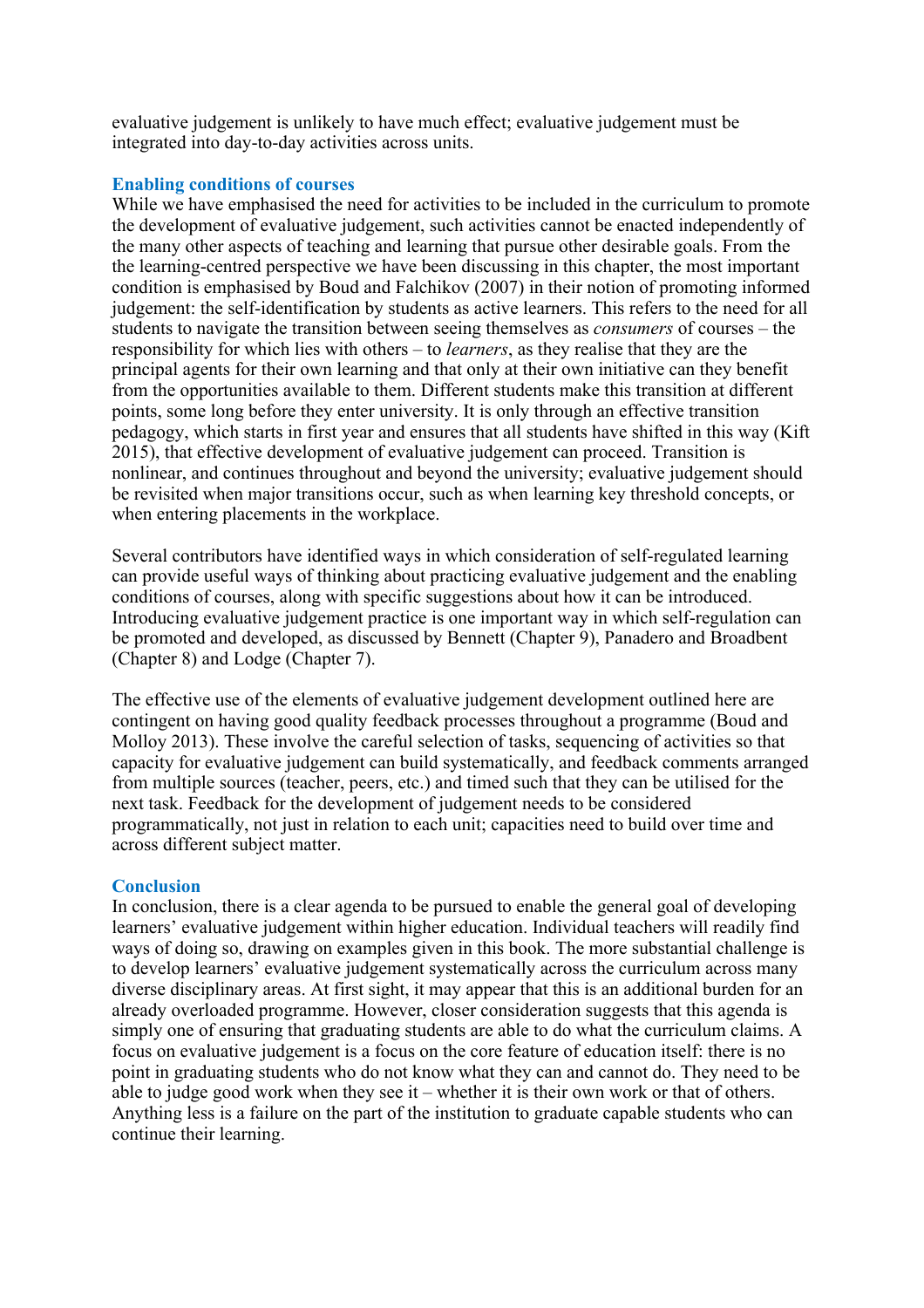evaluative judgement is unlikely to have much effect; evaluative judgement must be integrated into day-to-day activities across units.

### Enabling conditions of courses

While we have emphasised the need for activities to be included in the curriculum to promote the development of evaluative judgement, such activities cannot be enacted independently of the many other aspects of teaching and learning that pursue other desirable goals. From the the learning-centred perspective we have been discussing in this chapter, the most important condition is emphasised by Boud and Falchikov (2007) in their notion of promoting informed judgement: the self-identification by students as active learners. This refers to the need for all students to navigate the transition between seeing themselves as *consumers* of courses – the responsibility for which lies with others – to *learners*, as they realise that they are the principal agents for their own learning and that only at their own initiative can they benefit from the opportunities available to them. Different students make this transition at different points, some long before they enter university. It is only through an effective transition pedagogy, which starts in first year and ensures that all students have shifted in this way (Kift 2015), that effective development of evaluative judgement can proceed. Transition is nonlinear, and continues throughout and beyond the university; evaluative judgement should be revisited when major transitions occur, such as when learning key threshold concepts, or when entering placements in the workplace.

Several contributors have identified ways in which consideration of self-regulated learning can provide useful ways of thinking about practicing evaluative judgement and the enabling conditions of courses, along with specific suggestions about how it can be introduced. Introducing evaluative judgement practice is one important way in which self-regulation can be promoted and developed, as discussed by Bennett (Chapter 9), Panadero and Broadbent (Chapter 8) and Lodge (Chapter 7).

The effective use of the elements of evaluative judgement development outlined here are contingent on having good quality feedback processes throughout a programme (Boud and Molloy 2013). These involve the careful selection of tasks, sequencing of activities so that capacity for evaluative judgement can build systematically, and feedback comments arranged from multiple sources (teacher, peers, etc.) and timed such that they can be utilised for the next task. Feedback for the development of judgement needs to be considered programmatically, not just in relation to each unit; capacities need to build over time and across different subject matter.

### Conclusion

In conclusion, there is a clear agenda to be pursued to enable the general goal of developing learners' evaluative judgement within higher education. Individual teachers will readily find ways of doing so, drawing on examples given in this book. The more substantial challenge is to develop learners' evaluative judgement systematically across the curriculum across many diverse disciplinary areas. At first sight, it may appear that this is an additional burden for an already overloaded programme. However, closer consideration suggests that this agenda is simply one of ensuring that graduating students are able to do what the curriculum claims. A focus on evaluative judgement is a focus on the core feature of education itself: there is no point in graduating students who do not know what they can and cannot do. They need to be able to judge good work when they see it – whether it is their own work or that of others. Anything less is a failure on the part of the institution to graduate capable students who can continue their learning.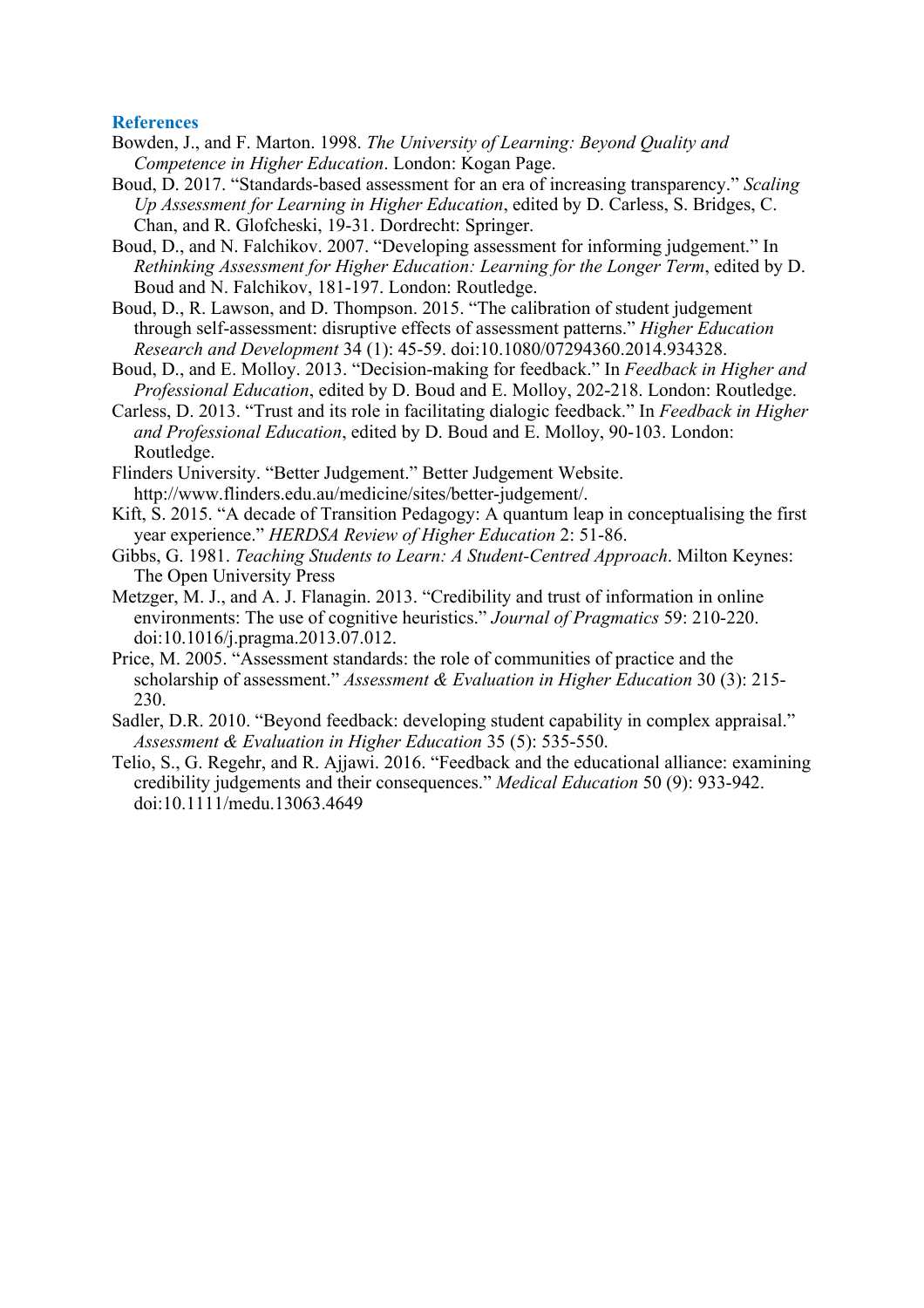## References

Bowden, J., and F. Marton. 1998. *The University of Learning: Beyond Quality and Competence in Higher Education*. London: Kogan Page.

Boud, D. 2017. "Standards-based assessment for an era of increasing transparency." *Scaling Up Assessment for Learning in Higher Education*, edited by D. Carless, S. Bridges, C. Chan, and R. Glofcheski, 19-31. Dordrecht: Springer.

Boud, D., and N. Falchikov. 2007. "Developing assessment for informing judgement." In *Rethinking Assessment for Higher Education: Learning for the Longer Term*, edited by D. Boud and N. Falchikov, 181-197. London: Routledge.

Boud, D., R. Lawson, and D. Thompson. 2015. "The calibration of student judgement through self-assessment: disruptive effects of assessment patterns." *Higher Education Research and Development* 34 (1): 45-59. doi:10.1080/07294360.2014.934328.

Boud, D., and E. Molloy. 2013. "Decision-making for feedback." In *Feedback in Higher and Professional Education*, edited by D. Boud and E. Molloy, 202-218. London: Routledge.

Carless, D. 2013. "Trust and its role in facilitating dialogic feedback." In *Feedback in Higher and Professional Education*, edited by D. Boud and E. Molloy, 90-103. London: Routledge.

Flinders University. "Better Judgement." Better Judgement Website. http://www.flinders.edu.au/medicine/sites/better-judgement/.

Kift, S. 2015. "A decade of Transition Pedagogy: A quantum leap in conceptualising the first year experience." *HERDSA Review of Higher Education* 2: 51-86.

Gibbs, G. 1981. *Teaching Students to Learn: A Student-Centred Approach*. Milton Keynes: The Open University Press

Metzger, M. J., and A. J. Flanagin. 2013. "Credibility and trust of information in online environments: The use of cognitive heuristics." *Journal of Pragmatics* 59: 210-220. doi:10.1016/j.pragma.2013.07.012.

Price, M. 2005. "Assessment standards: the role of communities of practice and the scholarship of assessment." *Assessment & Evaluation in Higher Education* 30 (3): 215-230.

Sadler, D.R. 2010. "Beyond feedback: developing student capability in complex appraisal." *Assessment & Evaluation in Higher Education* 35 (5): 535-550.

Telio, S., G. Regehr, and R. Ajjawi. 2016. "Feedback and the educational alliance: examining credibility judgements and their consequences." *Medical Education* 50 (9): 933-942. doi:10.1111/medu.13063.4649